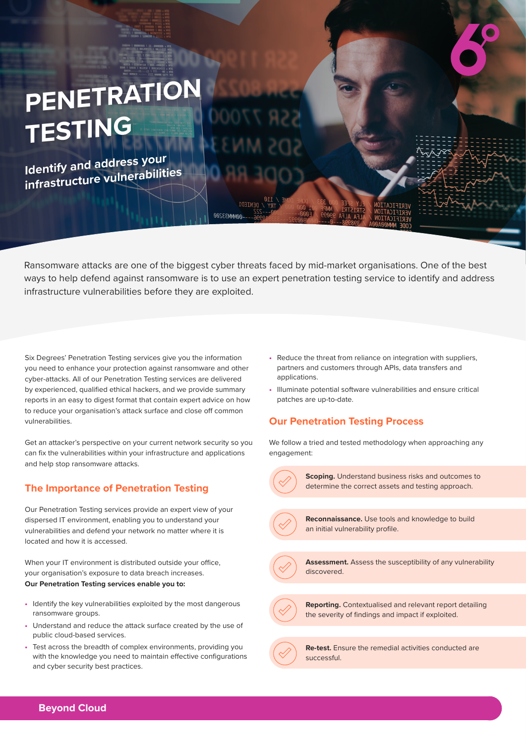# PENETRATION TESTING

## Identify and address your infrastructure vulnerabilities

Ransomware attacks are one of the biggest cyber threats faced by mid-market organisations. One of the best ways to help defend against ransomware is to use an expert penetration testing service to identify and address infrastructure vulnerabilities before they are exploited.

Six Degrees' Penetration Testing services give you the information you need to enhance your protection against ransomware and other cyber-attacks. All of our Penetration Testing services are delivered by experienced, qualified ethical hackers, and we provide summary reports in an easy to digest format that contain expert advice on how to reduce your organisation's attack surface and close off common vulnerabilities.

Get an attacker's perspective on your current network security so you can fix the vulnerabilities within your infrastructure and applications and help stop ransomware attacks.

### The Importance of Penetration Testing

Our Penetration Testing services provide an expert view of your dispersed IT environment, enabling you to understand your vulnerabilities and defend your network no matter where it is located and how it is accessed.

When your IT environment is distributed outside your office, your organisation's exposure to data breach increases.
**Our Penetration Testing services enable you to:**

- Identify the key vulnerabilities exploited by the most dangerous ransomware groups.
- Understand and reduce the attack surface created by the use of public cloud-based services.
- Test across the breadth of complex environments, providing you with the knowledge you need to maintain effective configurations and cyber security best practices.
- Reduce the threat from reliance on integration with suppliers, partners and customers through APIs, data transfers and applications.
- Illuminate potential software vulnerabilities and ensure critical patches are up-to-date.

### Our Penetration Testing Process

We follow a tried and tested methodology when approaching any engagement:

- **Scoping.** Understand business risks and outcomes to determine the correct assets and testing approach.
- **Reconnaissance.** Use tools and knowledge to build an initial vulnerability profile.
- **Assessment.** Assess the susceptibility of any vulnerability discovered.
- **Reporting.** Contextualised and relevant report detailing the severity of findings and impact if exploited.
- **Re-test.** Ensure the remedial activities conducted are successful.

**Beyond Cloud**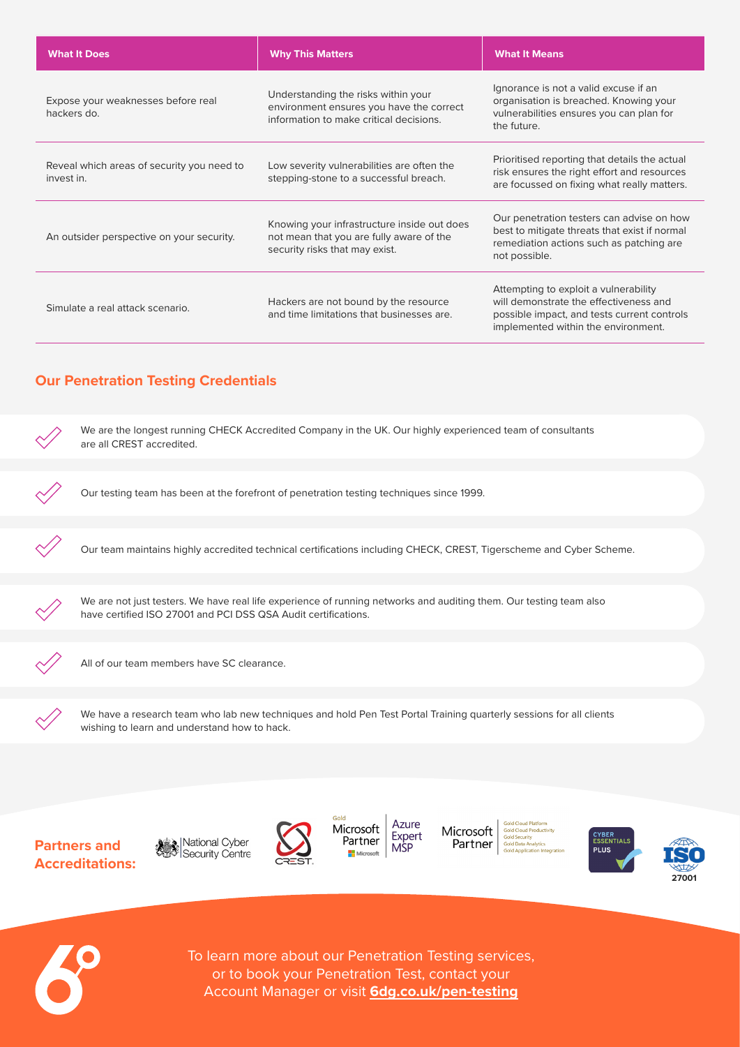| What It Does | Why This Matters | What It Means |
|---|---|---|
| Expose your weaknesses before real hackers do. | Understanding the risks within your environment ensures you have the correct information to make critical decisions. | Ignorance is not a valid excuse if an organisation is breached. Knowing your vulnerabilities ensures you can plan for the future. |
| Reveal which areas of security you need to invest in. | Low severity vulnerabilities are often the stepping-stone to a successful breach. | Prioritised reporting that details the actual risk ensures the right effort and resources are focussed on fixing what really matters. |
| An outsider perspective on your security. | Knowing your infrastructure inside out does not mean that you are fully aware of the security risks that may exist. | Our penetration testers can advise on how best to mitigate threats that exist if normal remediation actions such as patching are not possible. |
| Simulate a real attack scenario. | Hackers are not bound by the resource and time limitations that businesses are. | Attempting to exploit a vulnerability will demonstrate the effectiveness and possible impact, and tests current controls implemented within the environment. |

## Our Penetration Testing Credentials

- We are the longest running CHECK Accredited Company in the UK. Our highly experienced team of consultants are all CREST accredited.
- Our testing team has been at the forefront of penetration testing techniques since 1999.
- Our team maintains highly accredited technical certifications including CHECK, CREST, Tigerscheme and Cyber Scheme.
- We are not just testers. We have real life experience of running networks and auditing them. Our testing team also have certified ISO 27001 and PCI DSS QSA Audit certifications.
- All of our team members have SC clearance.
- We have a research team who lab new techniques and hold Pen Test Portal Training quarterly sessions for all clients wishing to learn and understand how to hack.

**Partners and Accreditations:**

National Cyber Security Centre

CREST

Gold Microsoft Partner Azure Expert MSP

Microsoft Partner – Gold Cloud Platform, Gold Cloud Productivity, Gold Security, Gold Data Analytics, Gold Application Integration

Cyber Essentials Plus

ISO 27001

To learn more about our Penetration Testing services, or to book your Penetration Test, contact your Account Manager or visit **6dg.co.uk/pen-testing**